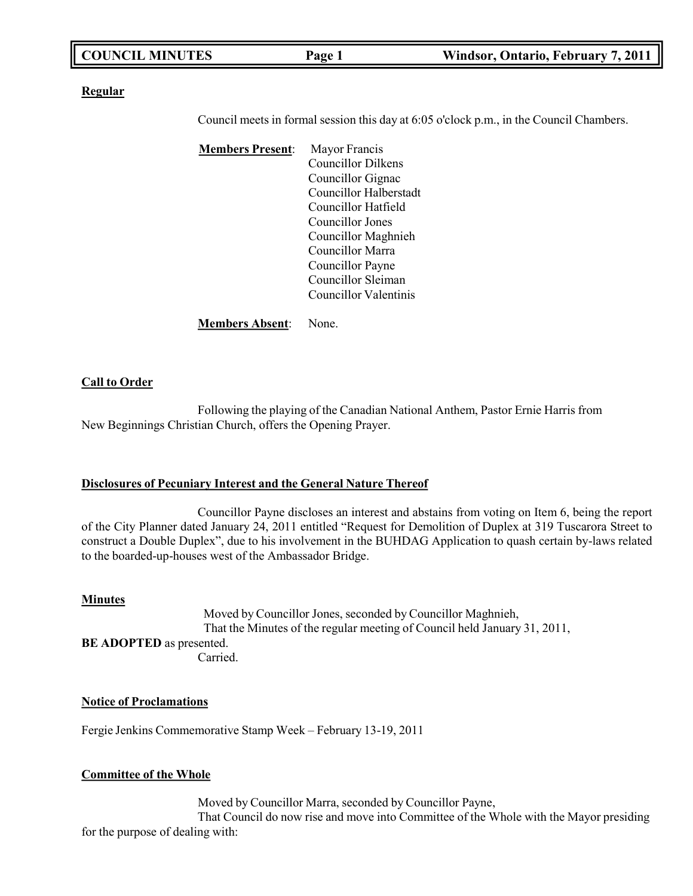**Regular**

Council meets in formal session this day at 6:05 o'clock p.m., in the Council Chambers.

**Members Present**: Mayor Francis
Councillor Dilkens
Councillor Gignac
Councillor Halberstadt
Councillor Hatfield
Councillor Jones
Councillor Maghnieh
Councillor Marra
Councillor Payne
Councillor Sleiman
Councillor Valentinis

**Members Absent**: None.

**Call to Order**

Following the playing of the Canadian National Anthem, Pastor Ernie Harris from New Beginnings Christian Church, offers the Opening Prayer.

**Disclosures of Pecuniary Interest and the General Nature Thereof**

Councillor Payne discloses an interest and abstains from voting on Item 6, being the report of the City Planner dated January 24, 2011 entitled "Request for Demolition of Duplex at 319 Tuscarora Street to construct a Double Duplex", due to his involvement in the BUHDAG Application to quash certain by-laws related to the boarded-up-houses west of the Ambassador Bridge.

**Minutes**

Moved by Councillor Jones, seconded by Councillor Maghnieh,
That the Minutes of the regular meeting of Council held January 31, 2011, **BE ADOPTED** as presented.
Carried.

**Notice of Proclamations**

Fergie Jenkins Commemorative Stamp Week – February 13-19, 2011

**Committee of the Whole**

Moved by Councillor Marra, seconded by Councillor Payne,
That Council do now rise and move into Committee of the Whole with the Mayor presiding for the purpose of dealing with: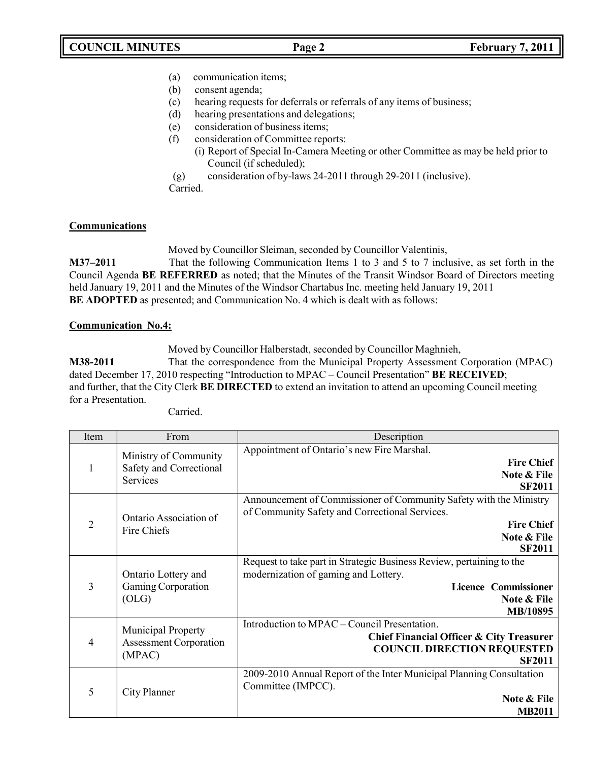(a) communication items;
(b) consent agenda;
(c) hearing requests for deferrals or referrals of any items of business;
(d) hearing presentations and delegations;
(e) consideration of business items;
(f) consideration of Committee reports:
    (i) Report of Special In-Camera Meeting or other Committee as may be held prior to Council (if scheduled);
(g) consideration of by-laws 24-2011 through 29-2011 (inclusive).

Carried.

**Communications**

Moved by Councillor Sleiman, seconded by Councillor Valentinis,

**M37–2011** That the following Communication Items 1 to 3 and 5 to 7 inclusive, as set forth in the Council Agenda **BE REFERRED** as noted; that the Minutes of the Transit Windsor Board of Directors meeting held January 19, 2011 and the Minutes of the Windsor Chartabus Inc. meeting held January 19, 2011 **BE ADOPTED** as presented; and Communication No. 4 which is dealt with as follows:

**Communication No.4:**

Moved by Councillor Halberstadt, seconded by Councillor Maghnieh,

**M38-2011** That the correspondence from the Municipal Property Assessment Corporation (MPAC) dated December 17, 2010 respecting "Introduction to MPAC – Council Presentation" **BE RECEIVED**; and further, that the City Clerk **BE DIRECTED** to extend an invitation to attend an upcoming Council meeting for a Presentation.

Carried.

| Item | From | Description |
| --- | --- | --- |
| 1 | Ministry of Community Safety and Correctional Services | Appointment of Ontario's new Fire Marshal. **Fire Chief** **Note & File** **SF2011** |
| 2 | Ontario Association of Fire Chiefs | Announcement of Commissioner of Community Safety with the Ministry of Community Safety and Correctional Services. **Fire Chief** **Note & File** **SF2011** |
| 3 | Ontario Lottery and Gaming Corporation (OLG) | Request to take part in Strategic Business Review, pertaining to the modernization of gaming and Lottery. **Licence Commissioner** **Note & File** **MB/10895** |
| 4 | Municipal Property Assessment Corporation (MPAC) | Introduction to MPAC – Council Presentation. **Chief Financial Officer & City Treasurer** **COUNCIL DIRECTION REQUESTED** **SF2011** |
| 5 | City Planner | 2009-2010 Annual Report of the Inter Municipal Planning Consultation Committee (IMPCC). **Note & File** **MB2011** |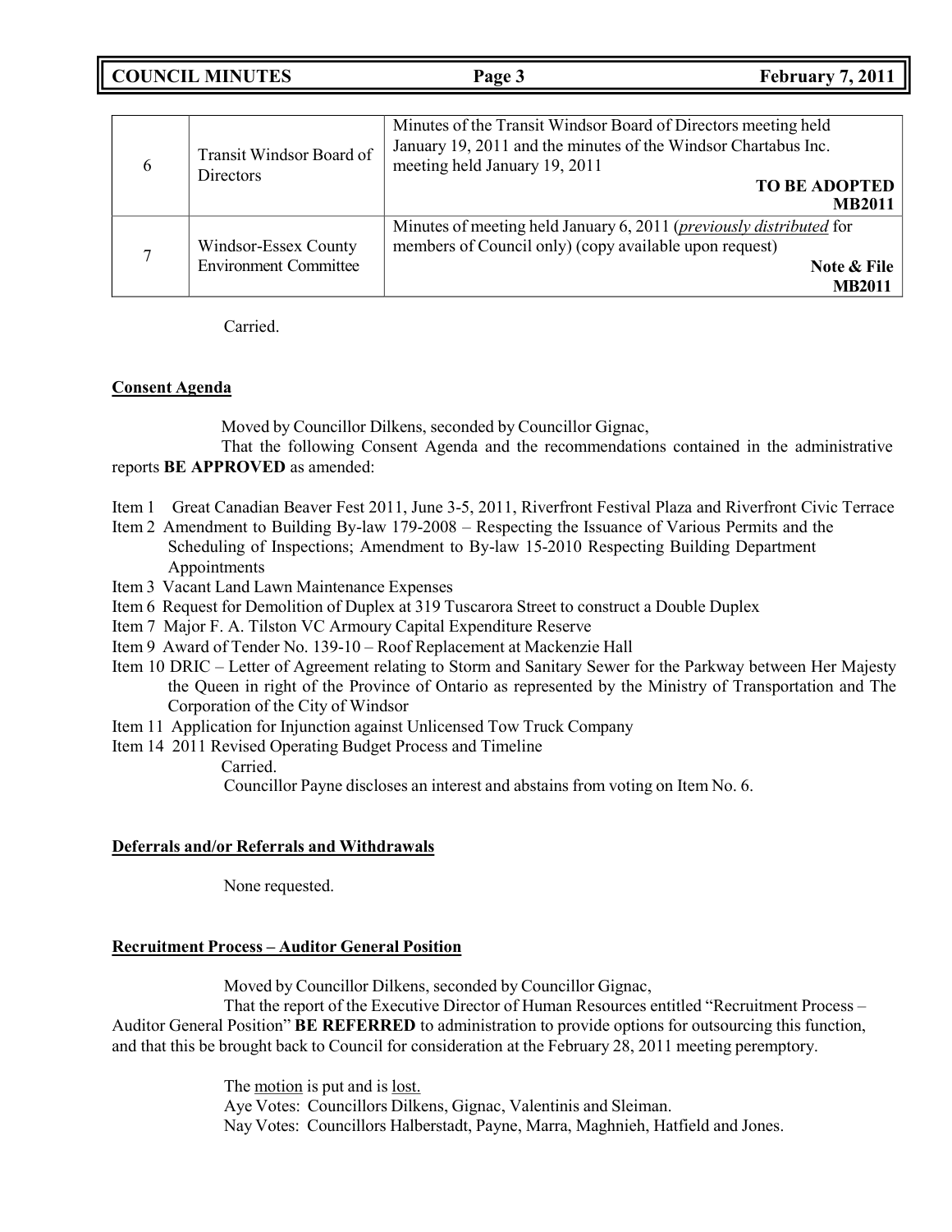| | | |
|---|---|---|
| 6 | Transit Windsor Board of Directors | Minutes of the Transit Windsor Board of Directors meeting held January 19, 2011 and the minutes of the Windsor Chartabus Inc. meeting held January 19, 2011 **TO BE ADOPTED MB2011** |
| 7 | Windsor-Essex County Environment Committee | Minutes of meeting held January 6, 2011 (*previously distributed* for members of Council only) (copy available upon request) **Note & File MB2011** |

Carried.

**Consent Agenda**

Moved by Councillor Dilkens, seconded by Councillor Gignac,

That the following Consent Agenda and the recommendations contained in the administrative reports **BE APPROVED** as amended:

Item 1 Great Canadian Beaver Fest 2011, June 3-5, 2011, Riverfront Festival Plaza and Riverfront Civic Terrace
Item 2 Amendment to Building By-law 179-2008 – Respecting the Issuance of Various Permits and the Scheduling of Inspections; Amendment to By-law 15-2010 Respecting Building Department Appointments
Item 3 Vacant Land Lawn Maintenance Expenses
Item 6 Request for Demolition of Duplex at 319 Tuscarora Street to construct a Double Duplex
Item 7 Major F. A. Tilston VC Armoury Capital Expenditure Reserve
Item 9 Award of Tender No. 139-10 – Roof Replacement at Mackenzie Hall
Item 10 DRIC – Letter of Agreement relating to Storm and Sanitary Sewer for the Parkway between Her Majesty the Queen in right of the Province of Ontario as represented by the Ministry of Transportation and The Corporation of the City of Windsor
Item 11 Application for Injunction against Unlicensed Tow Truck Company
Item 14 2011 Revised Operating Budget Process and Timeline

Carried.

Councillor Payne discloses an interest and abstains from voting on Item No. 6.

**Deferrals and/or Referrals and Withdrawals**

None requested.

**Recruitment Process – Auditor General Position**

Moved by Councillor Dilkens, seconded by Councillor Gignac,

That the report of the Executive Director of Human Resources entitled "Recruitment Process – Auditor General Position" **BE REFERRED** to administration to provide options for outsourcing this function, and that this be brought back to Council for consideration at the February 28, 2011 meeting peremptory.

The motion is put and is lost.
Aye Votes: Councillors Dilkens, Gignac, Valentinis and Sleiman.
Nay Votes: Councillors Halberstadt, Payne, Marra, Maghnieh, Hatfield and Jones.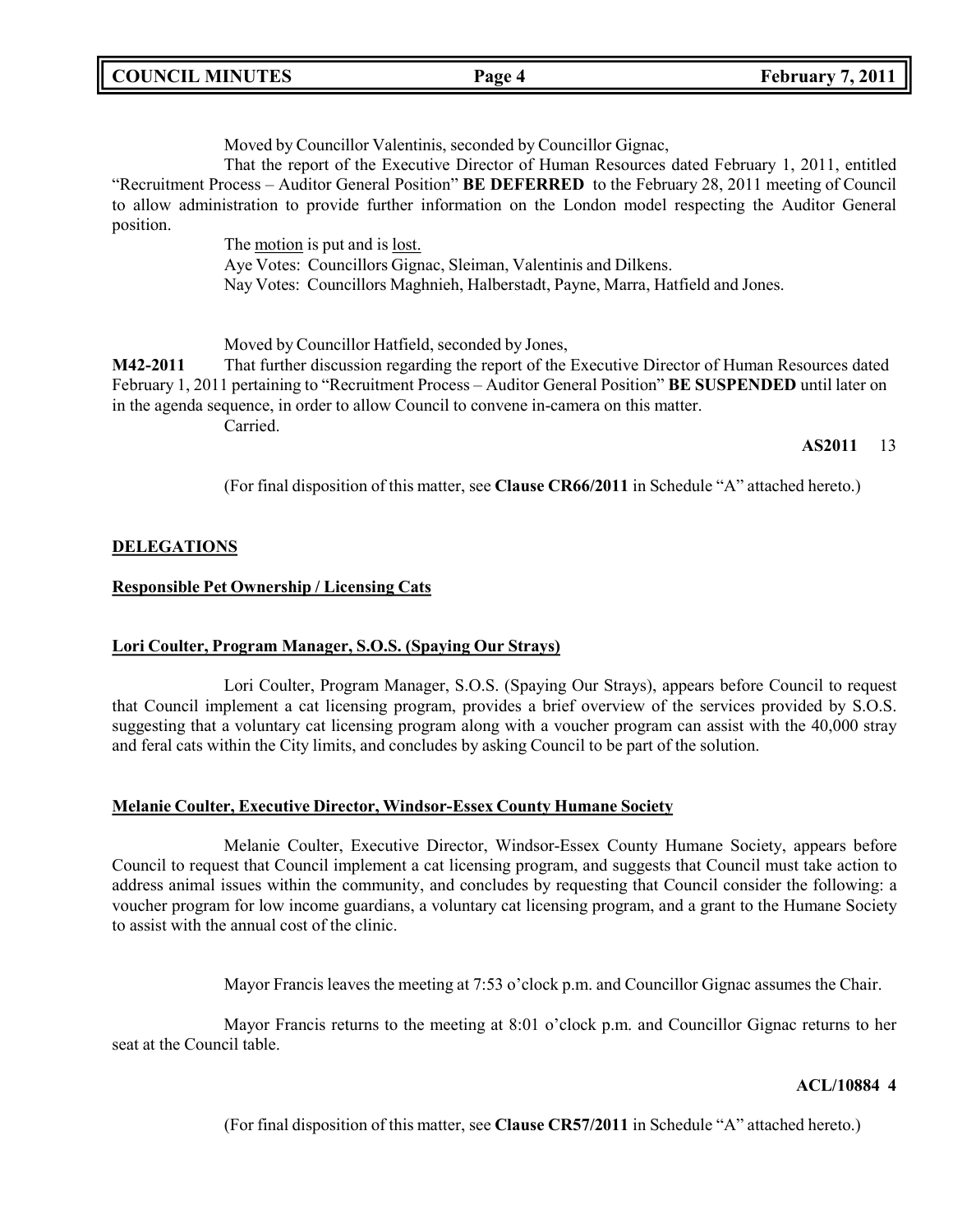Moved by Councillor Valentinis, seconded by Councillor Gignac,

That the report of the Executive Director of Human Resources dated February 1, 2011, entitled "Recruitment Process – Auditor General Position" **BE DEFERRED** to the February 28, 2011 meeting of Council to allow administration to provide further information on the London model respecting the Auditor General position.

The motion is put and is lost.

Aye Votes: Councillors Gignac, Sleiman, Valentinis and Dilkens.

Nay Votes: Councillors Maghnieh, Halberstadt, Payne, Marra, Hatfield and Jones.

Moved by Councillor Hatfield, seconded by Jones,

**M42-2011** That further discussion regarding the report of the Executive Director of Human Resources dated February 1, 2011 pertaining to "Recruitment Process – Auditor General Position" **BE SUSPENDED** until later on in the agenda sequence, in order to allow Council to convene in-camera on this matter.

Carried.

**AS2011** 13

(For final disposition of this matter, see **Clause CR66/2011** in Schedule "A" attached hereto.)

## DELEGATIONS

### Responsible Pet Ownership / Licensing Cats

### Lori Coulter, Program Manager, S.O.S. (Spaying Our Strays)

Lori Coulter, Program Manager, S.O.S. (Spaying Our Strays), appears before Council to request that Council implement a cat licensing program, provides a brief overview of the services provided by S.O.S. suggesting that a voluntary cat licensing program along with a voucher program can assist with the 40,000 stray and feral cats within the City limits, and concludes by asking Council to be part of the solution.

### Melanie Coulter, Executive Director, Windsor-Essex County Humane Society

Melanie Coulter, Executive Director, Windsor-Essex County Humane Society, appears before Council to request that Council implement a cat licensing program, and suggests that Council must take action to address animal issues within the community, and concludes by requesting that Council consider the following: a voucher program for low income guardians, a voluntary cat licensing program, and a grant to the Humane Society to assist with the annual cost of the clinic.

Mayor Francis leaves the meeting at 7:53 o'clock p.m. and Councillor Gignac assumes the Chair.

Mayor Francis returns to the meeting at 8:01 o'clock p.m. and Councillor Gignac returns to her seat at the Council table.

**ACL/10884 4**

(For final disposition of this matter, see **Clause CR57/2011** in Schedule "A" attached hereto.)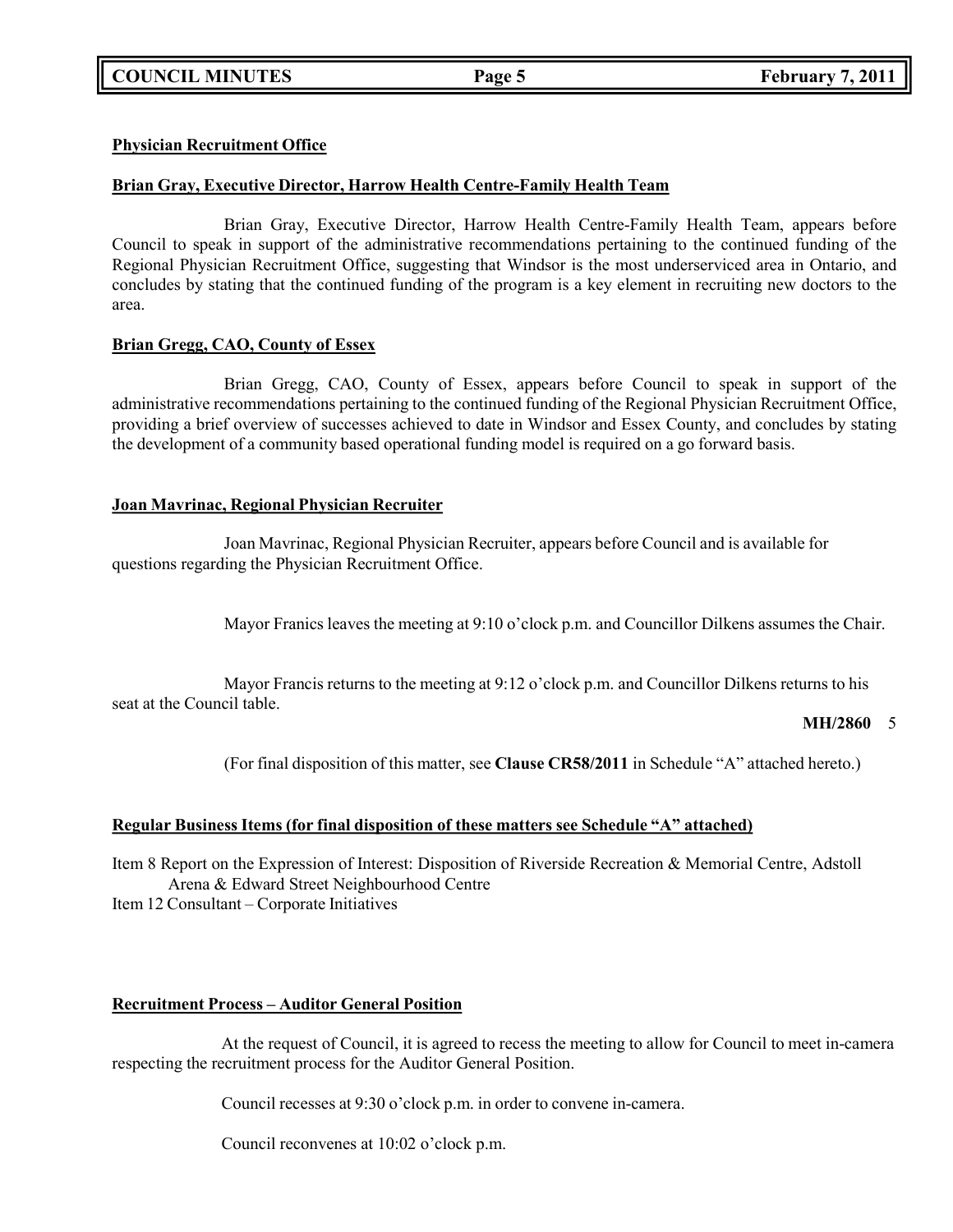**Physician Recruitment Office**

**Brian Gray, Executive Director, Harrow Health Centre-Family Health Team**

Brian Gray, Executive Director, Harrow Health Centre-Family Health Team, appears before Council to speak in support of the administrative recommendations pertaining to the continued funding of the Regional Physician Recruitment Office, suggesting that Windsor is the most underserviced area in Ontario, and concludes by stating that the continued funding of the program is a key element in recruiting new doctors to the area.

**Brian Gregg, CAO, County of Essex**

Brian Gregg, CAO, County of Essex, appears before Council to speak in support of the administrative recommendations pertaining to the continued funding of the Regional Physician Recruitment Office, providing a brief overview of successes achieved to date in Windsor and Essex County, and concludes by stating the development of a community based operational funding model is required on a go forward basis.

**Joan Mavrinac, Regional Physician Recruiter**

Joan Mavrinac, Regional Physician Recruiter, appears before Council and is available for questions regarding the Physician Recruitment Office.

Mayor Franics leaves the meeting at 9:10 o'clock p.m. and Councillor Dilkens assumes the Chair.

Mayor Francis returns to the meeting at 9:12 o'clock p.m. and Councillor Dilkens returns to his seat at the Council table.

**MH/2860** 5

(For final disposition of this matter, see **Clause CR58/2011** in Schedule "A" attached hereto.)

**Regular Business Items (for final disposition of these matters see Schedule "A" attached)**

Item 8 Report on the Expression of Interest: Disposition of Riverside Recreation & Memorial Centre, Adstoll Arena & Edward Street Neighbourhood Centre
Item 12 Consultant – Corporate Initiatives

**Recruitment Process – Auditor General Position**

At the request of Council, it is agreed to recess the meeting to allow for Council to meet in-camera respecting the recruitment process for the Auditor General Position.

Council recesses at 9:30 o'clock p.m. in order to convene in-camera.

Council reconvenes at 10:02 o'clock p.m.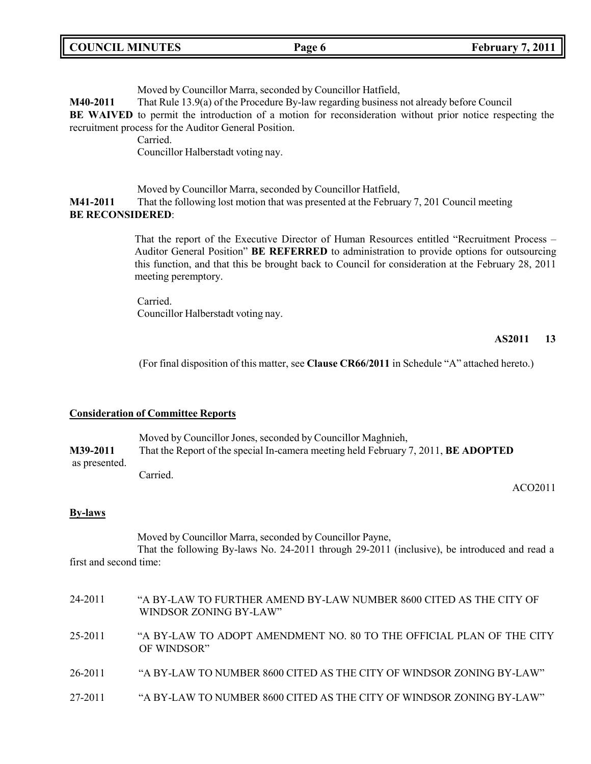Moved by Councillor Marra, seconded by Councillor Hatfield,

**M40-2011** That Rule 13.9(a) of the Procedure By-law regarding business not already before Council **BE WAIVED** to permit the introduction of a motion for reconsideration without prior notice respecting the recruitment process for the Auditor General Position.

Carried.

Councillor Halberstadt voting nay.

Moved by Councillor Marra, seconded by Councillor Hatfield,

**M41-2011** That the following lost motion that was presented at the February 7, 201 Council meeting **BE RECONSIDERED**:

> That the report of the Executive Director of Human Resources entitled "Recruitment Process – Auditor General Position" **BE REFERRED** to administration to provide options for outsourcing this function, and that this be brought back to Council for consideration at the February 28, 2011 meeting peremptory.

Carried.

Councillor Halberstadt voting nay.

**AS2011 13**

(For final disposition of this matter, see **Clause CR66/2011** in Schedule "A" attached hereto.)

## Consideration of Committee Reports

Moved by Councillor Jones, seconded by Councillor Maghnieh,

**M39-2011** That the Report of the special In-camera meeting held February 7, 2011, **BE ADOPTED** as presented.

Carried.

ACO2011

## By-laws

Moved by Councillor Marra, seconded by Councillor Payne,

That the following By-laws No. 24-2011 through 29-2011 (inclusive), be introduced and read a first and second time:

24-2011 "A BY-LAW TO FURTHER AMEND BY-LAW NUMBER 8600 CITED AS THE CITY OF WINDSOR ZONING BY-LAW"

25-2011 "A BY-LAW TO ADOPT AMENDMENT NO. 80 TO THE OFFICIAL PLAN OF THE CITY OF WINDSOR"

26-2011 "A BY-LAW TO NUMBER 8600 CITED AS THE CITY OF WINDSOR ZONING BY-LAW"

27-2011 "A BY-LAW TO NUMBER 8600 CITED AS THE CITY OF WINDSOR ZONING BY-LAW"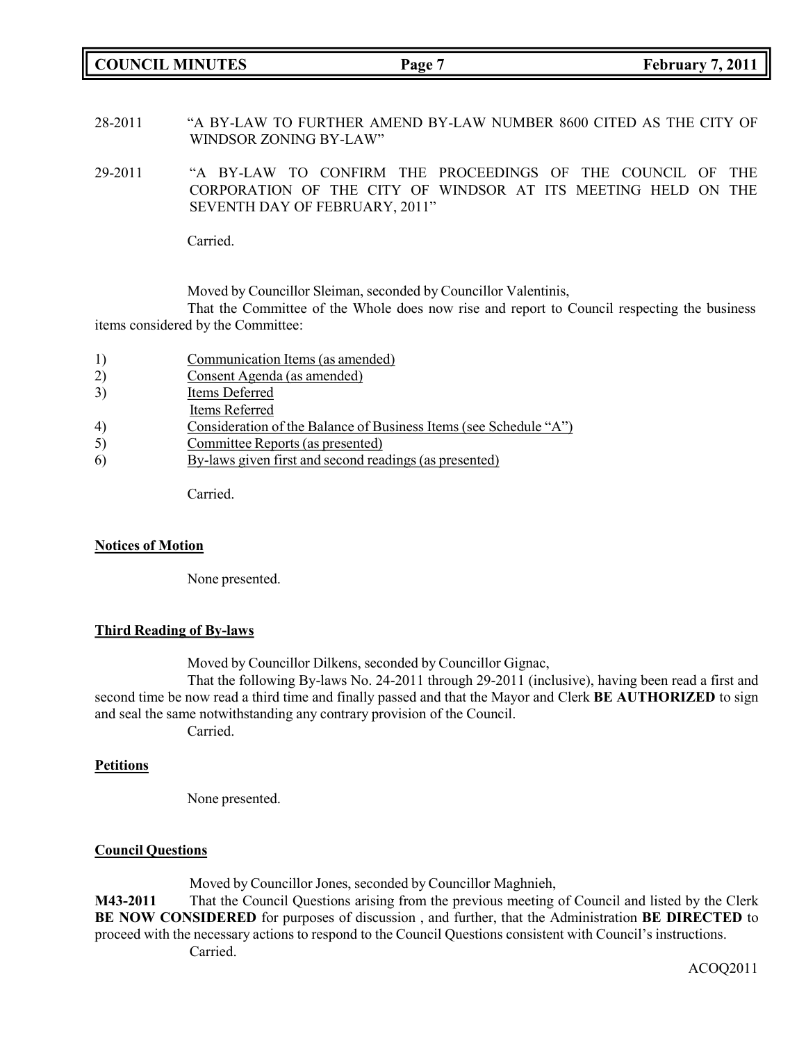28-2011 "A BY-LAW TO FURTHER AMEND BY-LAW NUMBER 8600 CITED AS THE CITY OF WINDSOR ZONING BY-LAW"

29-2011 "A BY-LAW TO CONFIRM THE PROCEEDINGS OF THE COUNCIL OF THE CORPORATION OF THE CITY OF WINDSOR AT ITS MEETING HELD ON THE SEVENTH DAY OF FEBRUARY, 2011"

Carried.

Moved by Councillor Sleiman, seconded by Councillor Valentinis,

That the Committee of the Whole does now rise and report to Council respecting the business items considered by the Committee:

1) Communication Items (as amended)
2) Consent Agenda (as amended)
3) Items Deferred
   Items Referred
4) Consideration of the Balance of Business Items (see Schedule "A")
5) Committee Reports (as presented)
6) By-laws given first and second readings (as presented)

Carried.

**Notices of Motion**

None presented.

**Third Reading of By-laws**

Moved by Councillor Dilkens, seconded by Councillor Gignac,

That the following By-laws No. 24-2011 through 29-2011 (inclusive), having been read a first and second time be now read a third time and finally passed and that the Mayor and Clerk **BE AUTHORIZED** to sign and seal the same notwithstanding any contrary provision of the Council.

Carried.

**Petitions**

None presented.

**Council Questions**

Moved by Councillor Jones, seconded by Councillor Maghnieh,

**M43-2011** That the Council Questions arising from the previous meeting of Council and listed by the Clerk **BE NOW CONSIDERED** for purposes of discussion , and further, that the Administration **BE DIRECTED** to proceed with the necessary actions to respond to the Council Questions consistent with Council's instructions.

Carried.

ACOQ2011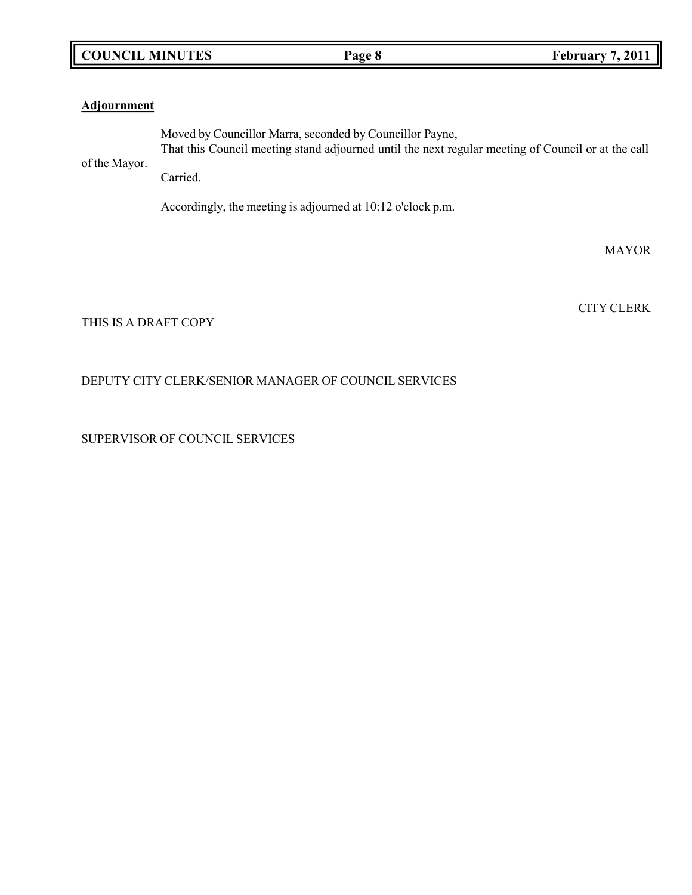**Adjournment**

Moved by Councillor Marra, seconded by Councillor Payne,

That this Council meeting stand adjourned until the next regular meeting of Council or at the call of the Mayor.

Carried.

Accordingly, the meeting is adjourned at 10:12 o'clock p.m.

MAYOR

CITY CLERK

THIS IS A DRAFT COPY

DEPUTY CITY CLERK/SENIOR MANAGER OF COUNCIL SERVICES

SUPERVISOR OF COUNCIL SERVICES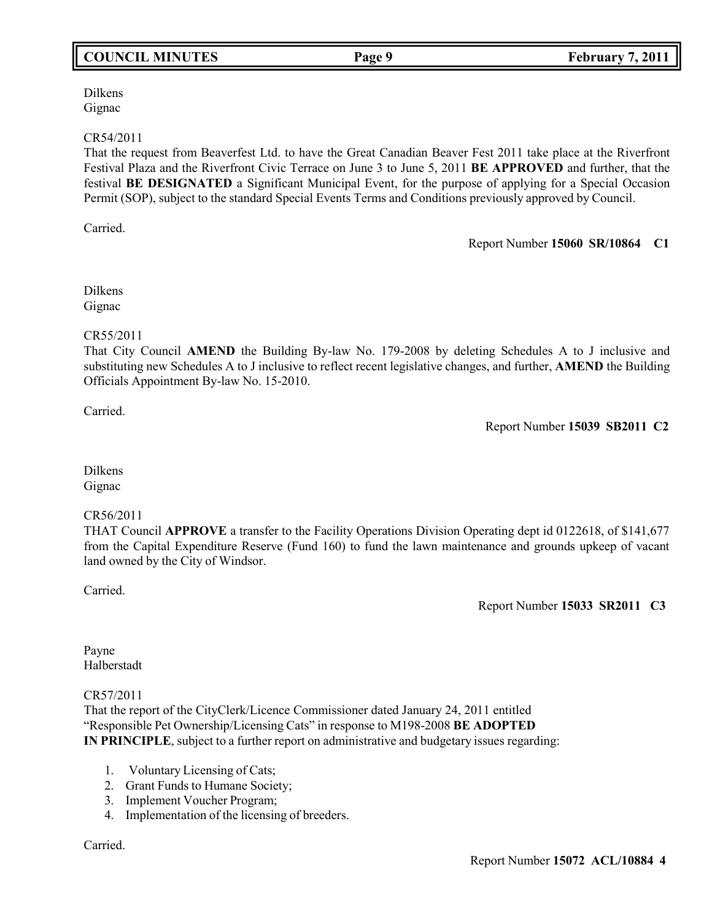Dilkens
Gignac

CR54/2011
That the request from Beaverfest Ltd. to have the Great Canadian Beaver Fest 2011 take place at the Riverfront Festival Plaza and the Riverfront Civic Terrace on June 3 to June 5, 2011 **BE APPROVED** and further, that the festival **BE DESIGNATED** a Significant Municipal Event, for the purpose of applying for a Special Occasion Permit (SOP), subject to the standard Special Events Terms and Conditions previously approved by Council.

Carried.

Report Number **15060 SR/10864 C1**

Dilkens
Gignac

CR55/2011
That City Council **AMEND** the Building By-law No. 179-2008 by deleting Schedules A to J inclusive and substituting new Schedules A to J inclusive to reflect recent legislative changes, and further, **AMEND** the Building Officials Appointment By-law No. 15-2010.

Carried.

Report Number **15039 SB2011 C2**

Dilkens
Gignac

CR56/2011
THAT Council **APPROVE** a transfer to the Facility Operations Division Operating dept id 0122618, of $141,677 from the Capital Expenditure Reserve (Fund 160) to fund the lawn maintenance and grounds upkeep of vacant land owned by the City of Windsor.

Carried.

Report Number **15033 SR2011 C3**

Payne
Halberstadt

CR57/2011
That the report of the CityClerk/Licence Commissioner dated January 24, 2011 entitled "Responsible Pet Ownership/Licensing Cats" in response to M198-2008 **BE ADOPTED IN PRINCIPLE**, subject to a further report on administrative and budgetary issues regarding:

1. Voluntary Licensing of Cats;
2. Grant Funds to Humane Society;
3. Implement Voucher Program;
4. Implementation of the licensing of breeders.

Carried.

Report Number **15072 ACL/10884 4**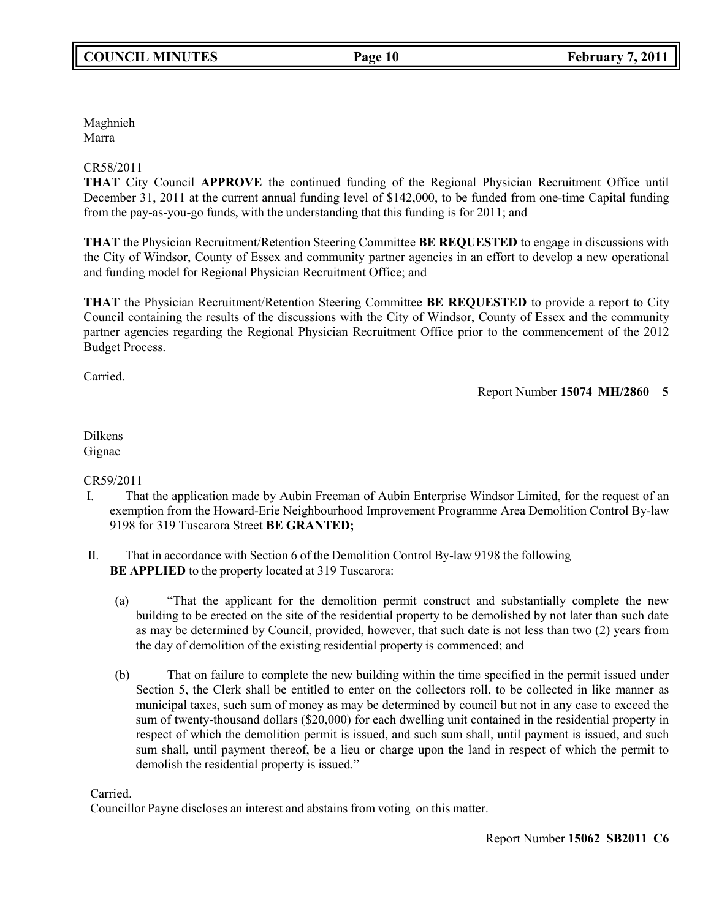Maghnieh
Marra

CR58/2011
**THAT** City Council **APPROVE** the continued funding of the Regional Physician Recruitment Office until December 31, 2011 at the current annual funding level of $142,000, to be funded from one-time Capital funding from the pay-as-you-go funds, with the understanding that this funding is for 2011; and

**THAT** the Physician Recruitment/Retention Steering Committee **BE REQUESTED** to engage in discussions with the City of Windsor, County of Essex and community partner agencies in an effort to develop a new operational and funding model for Regional Physician Recruitment Office; and

**THAT** the Physician Recruitment/Retention Steering Committee **BE REQUESTED** to provide a report to City Council containing the results of the discussions with the City of Windsor, County of Essex and the community partner agencies regarding the Regional Physician Recruitment Office prior to the commencement of the 2012 Budget Process.

Carried.

Report Number **15074 MH/2860 5**

Dilkens
Gignac

CR59/2011

I. That the application made by Aubin Freeman of Aubin Enterprise Windsor Limited, for the request of an exemption from the Howard-Erie Neighbourhood Improvement Programme Area Demolition Control By-law 9198 for 319 Tuscarora Street **BE GRANTED;**

II. That in accordance with Section 6 of the Demolition Control By-law 9198 the following **BE APPLIED** to the property located at 319 Tuscarora:

(a) "That the applicant for the demolition permit construct and substantially complete the new building to be erected on the site of the residential property to be demolished by not later than such date as may be determined by Council, provided, however, that such date is not less than two (2) years from the day of demolition of the existing residential property is commenced; and

(b) That on failure to complete the new building within the time specified in the permit issued under Section 5, the Clerk shall be entitled to enter on the collectors roll, to be collected in like manner as municipal taxes, such sum of money as may be determined by council but not in any case to exceed the sum of twenty-thousand dollars ($20,000) for each dwelling unit contained in the residential property in respect of which the demolition permit is issued, and such sum shall, until payment is issued, and such sum shall, until payment thereof, be a lieu or charge upon the land in respect of which the permit to demolish the residential property is issued."

Carried.
Councillor Payne discloses an interest and abstains from voting on this matter.

Report Number **15062 SB2011 C6**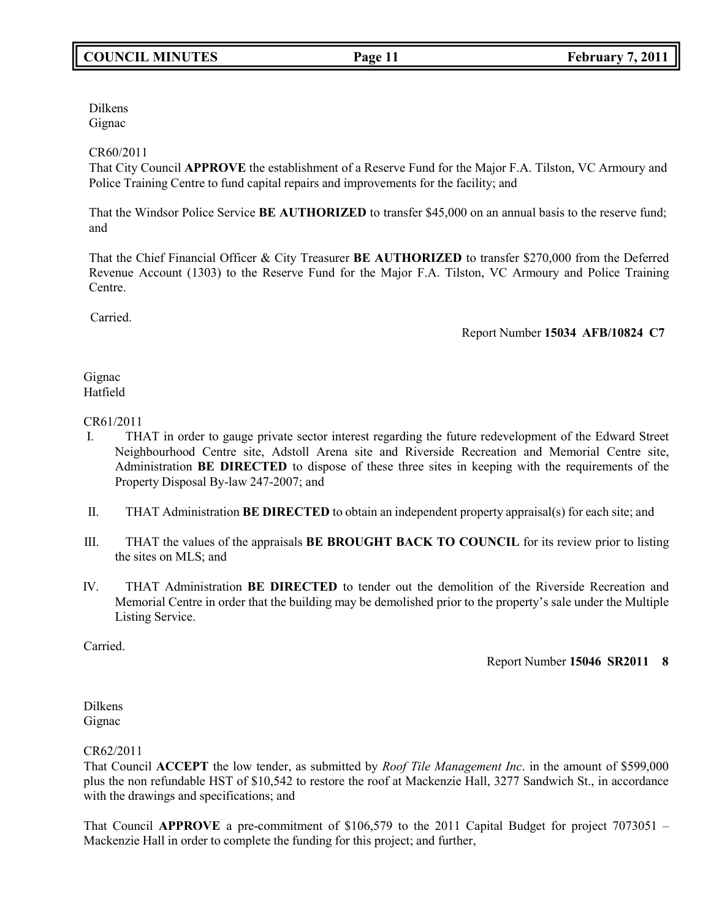Dilkens
Gignac

CR60/2011
That City Council **APPROVE** the establishment of a Reserve Fund for the Major F.A. Tilston, VC Armoury and Police Training Centre to fund capital repairs and improvements for the facility; and

That the Windsor Police Service **BE AUTHORIZED** to transfer $45,000 on an annual basis to the reserve fund; and

That the Chief Financial Officer & City Treasurer **BE AUTHORIZED** to transfer $270,000 from the Deferred Revenue Account (1303) to the Reserve Fund for the Major F.A. Tilston, VC Armoury and Police Training Centre.

Carried.

Report Number **15034 AFB/10824 C7**

Gignac
Hatfield

CR61/2011

I. THAT in order to gauge private sector interest regarding the future redevelopment of the Edward Street Neighbourhood Centre site, Adstoll Arena site and Riverside Recreation and Memorial Centre site, Administration **BE DIRECTED** to dispose of these three sites in keeping with the requirements of the Property Disposal By-law 247-2007; and

II. THAT Administration **BE DIRECTED** to obtain an independent property appraisal(s) for each site; and

III. THAT the values of the appraisals **BE BROUGHT BACK TO COUNCIL** for its review prior to listing the sites on MLS; and

IV. THAT Administration **BE DIRECTED** to tender out the demolition of the Riverside Recreation and Memorial Centre in order that the building may be demolished prior to the property's sale under the Multiple Listing Service.

Carried.

Report Number **15046 SR2011 8**

Dilkens
Gignac

CR62/2011
That Council **ACCEPT** the low tender, as submitted by *Roof Tile Management Inc*. in the amount of $599,000 plus the non refundable HST of $10,542 to restore the roof at Mackenzie Hall, 3277 Sandwich St., in accordance with the drawings and specifications; and

That Council **APPROVE** a pre-commitment of $106,579 to the 2011 Capital Budget for project 7073051 – Mackenzie Hall in order to complete the funding for this project; and further,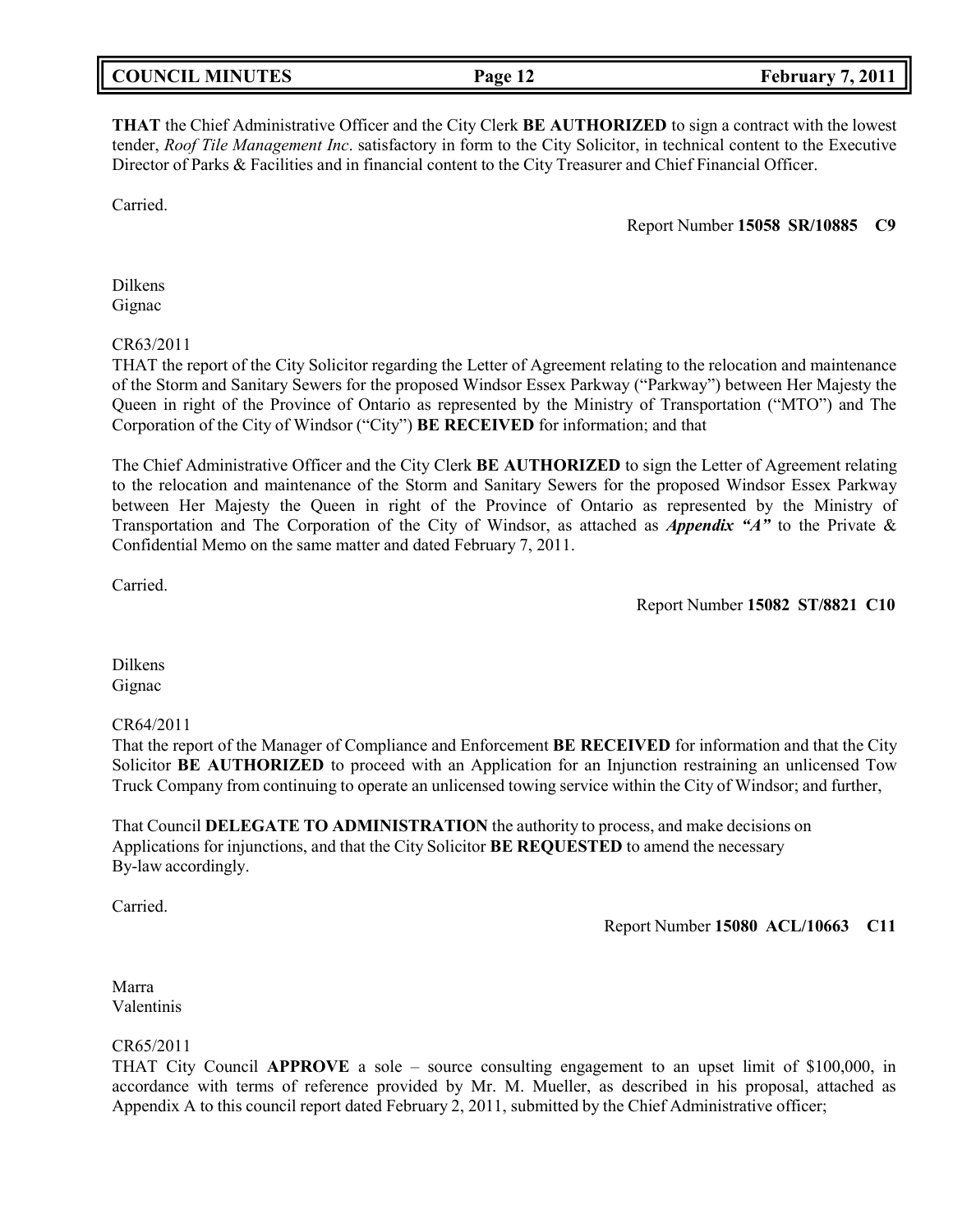**THAT** the Chief Administrative Officer and the City Clerk **BE AUTHORIZED** to sign a contract with the lowest tender, *Roof Tile Management Inc*. satisfactory in form to the City Solicitor, in technical content to the Executive Director of Parks & Facilities and in financial content to the City Treasurer and Chief Financial Officer.

Carried.

Report Number **15058 SR/10885 C9**

Dilkens
Gignac

CR63/2011
THAT the report of the City Solicitor regarding the Letter of Agreement relating to the relocation and maintenance of the Storm and Sanitary Sewers for the proposed Windsor Essex Parkway ("Parkway") between Her Majesty the Queen in right of the Province of Ontario as represented by the Ministry of Transportation ("MTO") and The Corporation of the City of Windsor ("City") **BE RECEIVED** for information; and that

The Chief Administrative Officer and the City Clerk **BE AUTHORIZED** to sign the Letter of Agreement relating to the relocation and maintenance of the Storm and Sanitary Sewers for the proposed Windsor Essex Parkway between Her Majesty the Queen in right of the Province of Ontario as represented by the Ministry of Transportation and The Corporation of the City of Windsor, as attached as ***Appendix "A"*** to the Private & Confidential Memo on the same matter and dated February 7, 2011.

Carried.

Report Number **15082 ST/8821 C10**

Dilkens
Gignac

CR64/2011
That the report of the Manager of Compliance and Enforcement **BE RECEIVED** for information and that the City Solicitor **BE AUTHORIZED** to proceed with an Application for an Injunction restraining an unlicensed Tow Truck Company from continuing to operate an unlicensed towing service within the City of Windsor; and further,

That Council **DELEGATE TO ADMINISTRATION** the authority to process, and make decisions on Applications for injunctions, and that the City Solicitor **BE REQUESTED** to amend the necessary By-law accordingly.

Carried.

Report Number **15080 ACL/10663 C11**

Marra
Valentinis

CR65/2011
THAT City Council **APPROVE** a sole – source consulting engagement to an upset limit of $100,000, in accordance with terms of reference provided by Mr. M. Mueller, as described in his proposal, attached as Appendix A to this council report dated February 2, 2011, submitted by the Chief Administrative officer;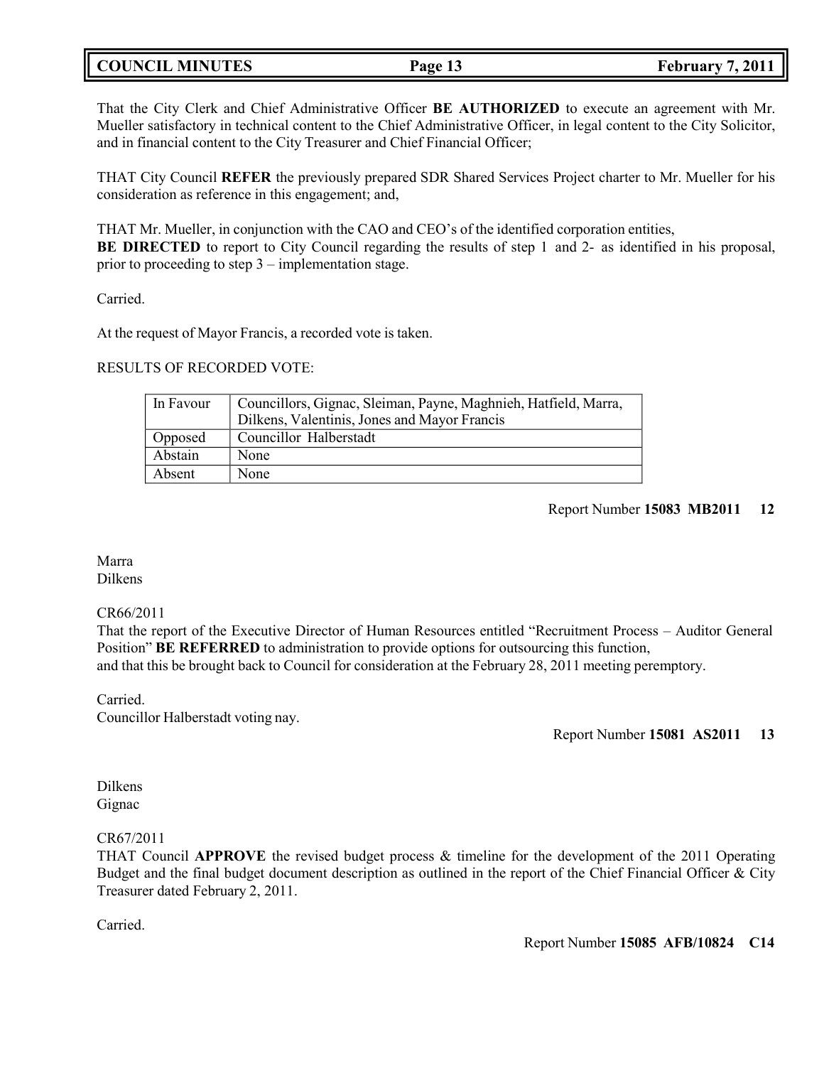That the City Clerk and Chief Administrative Officer **BE AUTHORIZED** to execute an agreement with Mr. Mueller satisfactory in technical content to the Chief Administrative Officer, in legal content to the City Solicitor, and in financial content to the City Treasurer and Chief Financial Officer;

THAT City Council **REFER** the previously prepared SDR Shared Services Project charter to Mr. Mueller for his consideration as reference in this engagement; and,

THAT Mr. Mueller, in conjunction with the CAO and CEO's of the identified corporation entities,
**BE DIRECTED** to report to City Council regarding the results of step 1 and 2- as identified in his proposal, prior to proceeding to step 3 – implementation stage.

Carried.

At the request of Mayor Francis, a recorded vote is taken.

RESULTS OF RECORDED VOTE:

| In Favour | Councillors, Gignac, Sleiman, Payne, Maghnieh, Hatfield, Marra, Dilkens, Valentinis, Jones and Mayor Francis |
|---|---|
| Opposed | Councillor Halberstadt |
| Abstain | None |
| Absent | None |

Report Number **15083 MB2011 12**

Marra
Dilkens

CR66/2011
That the report of the Executive Director of Human Resources entitled "Recruitment Process – Auditor General Position" **BE REFERRED** to administration to provide options for outsourcing this function,
and that this be brought back to Council for consideration at the February 28, 2011 meeting peremptory.

Carried.
Councillor Halberstadt voting nay.

Report Number **15081 AS2011 13**

Dilkens
Gignac

CR67/2011
THAT Council **APPROVE** the revised budget process & timeline for the development of the 2011 Operating Budget and the final budget document description as outlined in the report of the Chief Financial Officer & City Treasurer dated February 2, 2011.

Carried.

Report Number **15085 AFB/10824 C14**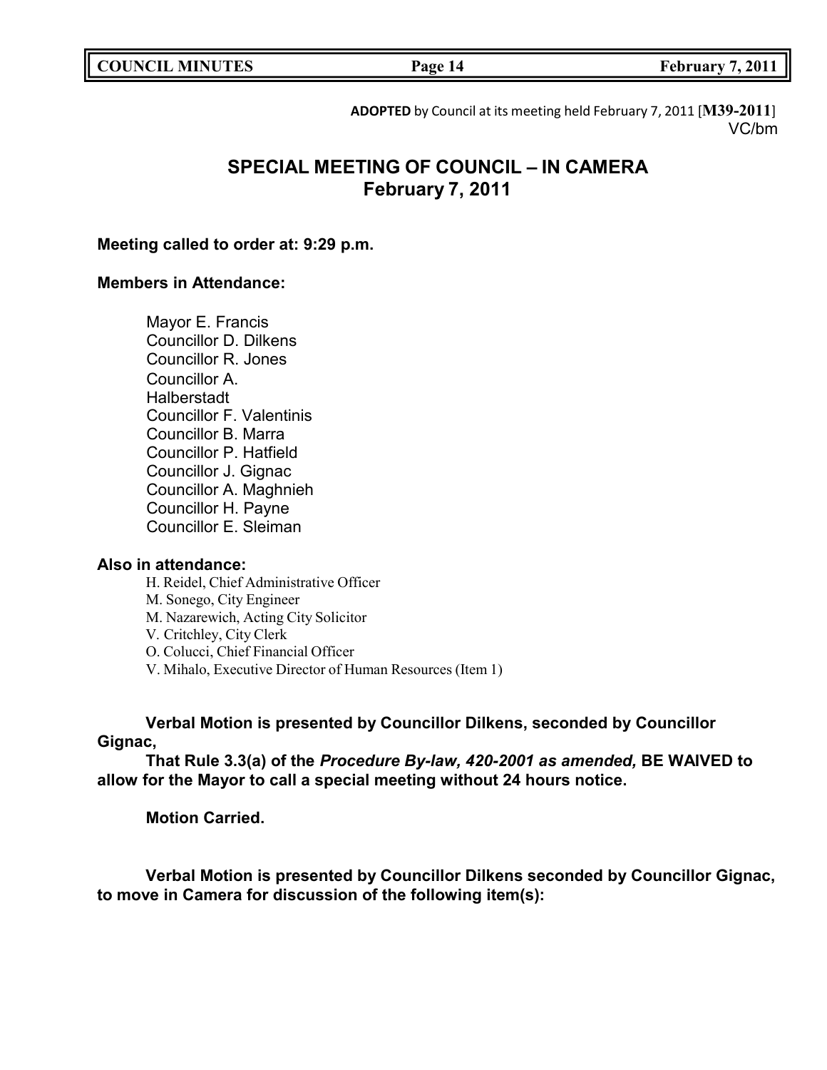**ADOPTED** by Council at its meeting held February 7, 2011 [**M39-2011**]
VC/bm

# SPECIAL MEETING OF COUNCIL – IN CAMERA
## February 7, 2011

**Meeting called to order at: 9:29 p.m.**

**Members in Attendance:**

Mayor E. Francis
Councillor D. Dilkens
Councillor R. Jones
Councillor A. Halberstadt
Councillor F. Valentinis
Councillor B. Marra
Councillor P. Hatfield
Councillor J. Gignac
Councillor A. Maghnieh
Councillor H. Payne
Councillor E. Sleiman

**Also in attendance:**

H. Reidel, Chief Administrative Officer
M. Sonego, City Engineer
M. Nazarewich, Acting City Solicitor
V. Critchley, City Clerk
O. Colucci, Chief Financial Officer
V. Mihalo, Executive Director of Human Resources (Item 1)

**Verbal Motion is presented by Councillor Dilkens, seconded by Councillor Gignac,**

**That Rule 3.3(a) of the *Procedure By-law, 420-2001 as amended,* BE WAIVED to allow for the Mayor to call a special meeting without 24 hours notice.**

**Motion Carried.**

**Verbal Motion is presented by Councillor Dilkens seconded by Councillor Gignac, to move in Camera for discussion of the following item(s):**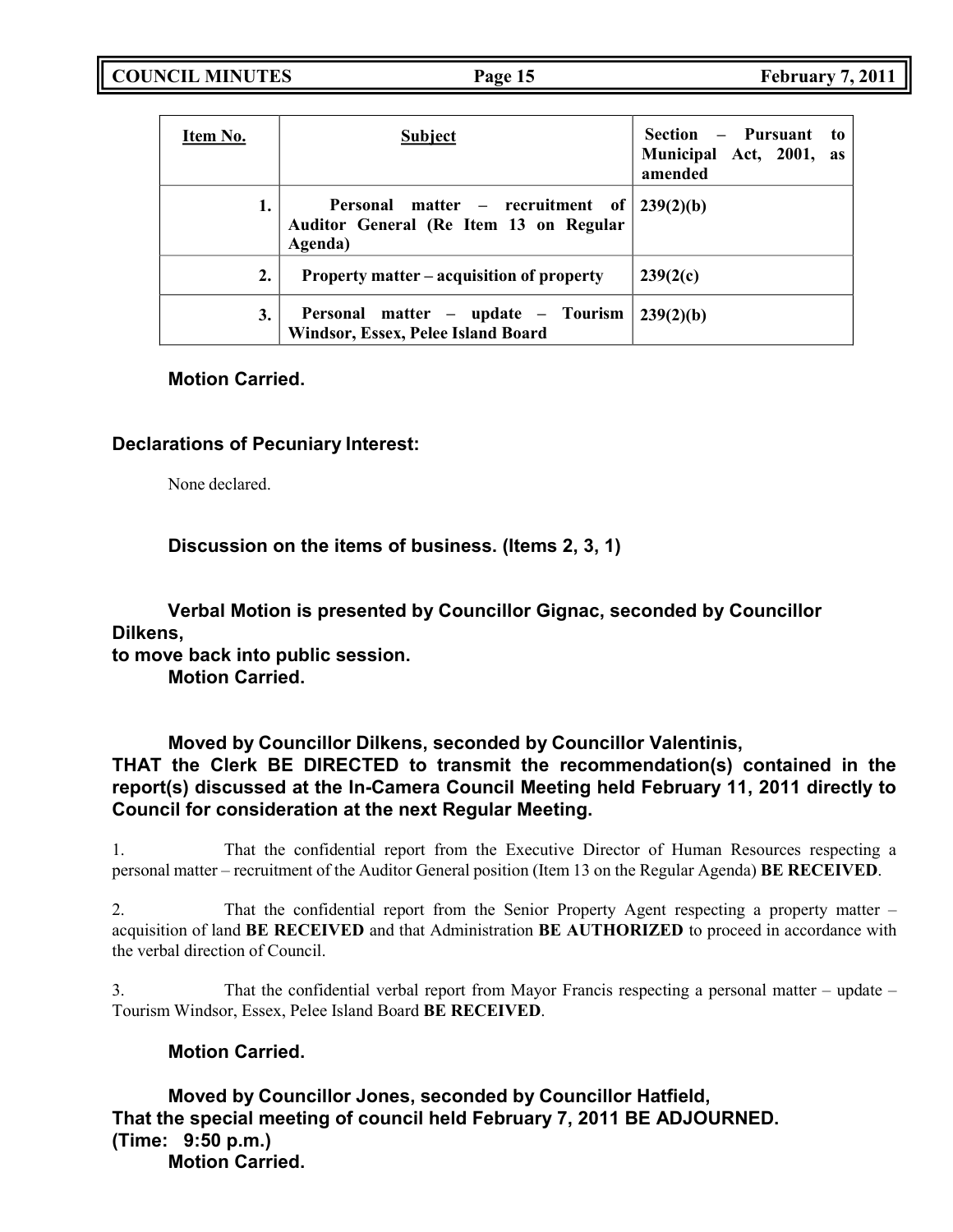| Item No. | Subject | Section – Pursuant to Municipal Act, 2001, as amended |
|---|---|---|
| 1. | Personal matter – recruitment of Auditor General (Re Item 13 on Regular Agenda) | 239(2)(b) |
| 2. | Property matter – acquisition of property | 239(2(c) |
| 3. | Personal matter – update – Tourism Windsor, Essex, Pelee Island Board | 239(2)(b) |

**Motion Carried.**

**Declarations of Pecuniary Interest:**

None declared.

**Discussion on the items of business. (Items 2, 3, 1)**

**Verbal Motion is presented by Councillor Gignac, seconded by Councillor Dilkens, to move back into public session.**
**Motion Carried.**

**Moved by Councillor Dilkens, seconded by Councillor Valentinis,**
**THAT the Clerk BE DIRECTED to transmit the recommendation(s) contained in the report(s) discussed at the In-Camera Council Meeting held February 11, 2011 directly to Council for consideration at the next Regular Meeting.**

1. That the confidential report from the Executive Director of Human Resources respecting a personal matter – recruitment of the Auditor General position (Item 13 on the Regular Agenda) **BE RECEIVED**.

2. That the confidential report from the Senior Property Agent respecting a property matter – acquisition of land **BE RECEIVED** and that Administration **BE AUTHORIZED** to proceed in accordance with the verbal direction of Council.

3. That the confidential verbal report from Mayor Francis respecting a personal matter – update – Tourism Windsor, Essex, Pelee Island Board **BE RECEIVED**.

**Motion Carried.**

**Moved by Councillor Jones, seconded by Councillor Hatfield,**
**That the special meeting of council held February 7, 2011 BE ADJOURNED.**
**(Time: 9:50 p.m.)**
**Motion Carried.**